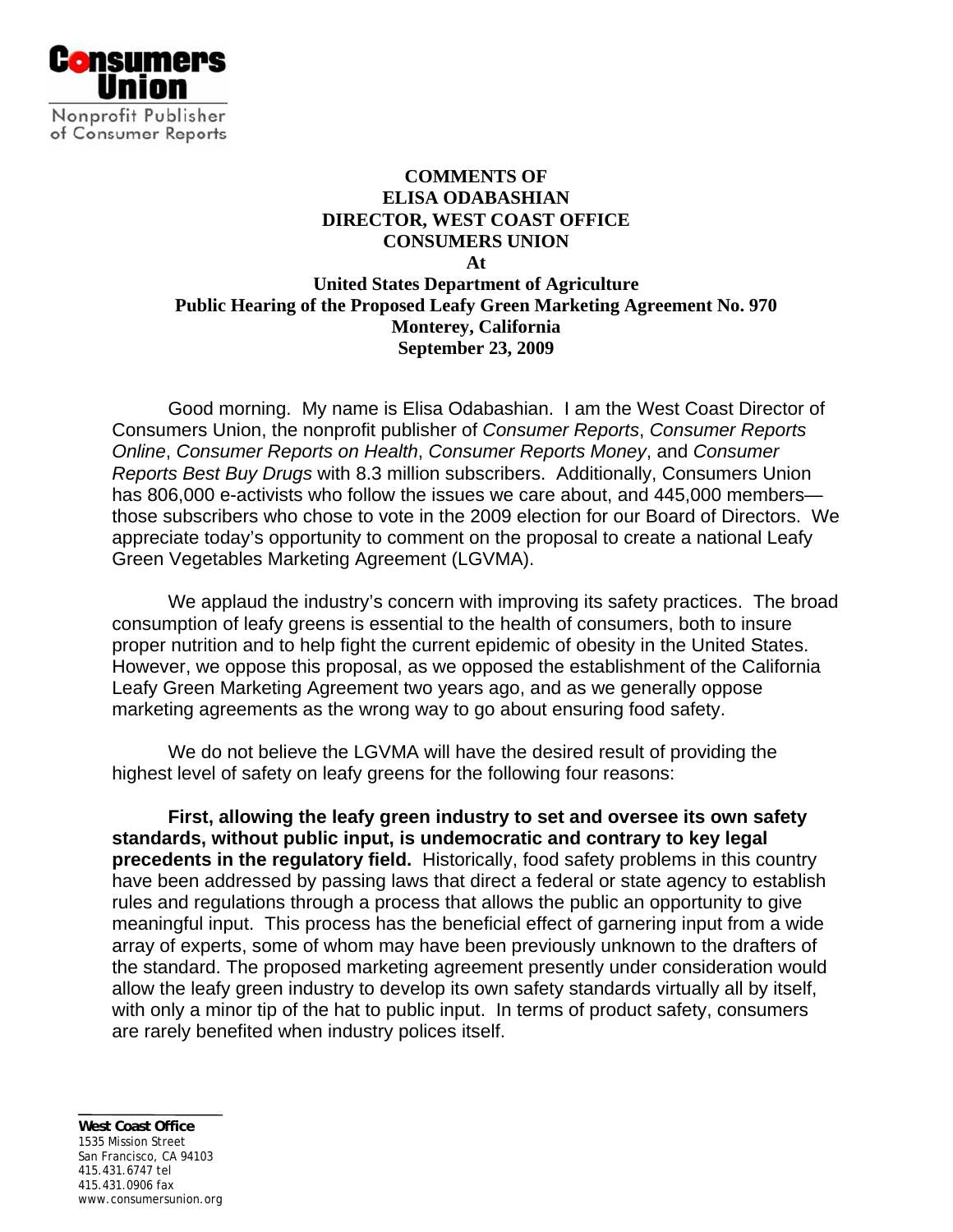Consumers Union

Nonprofit Publisher of Consumer Reports

**COMMENTS OF**
**ELISA ODABASHIAN**
**DIRECTOR, WEST COAST OFFICE**
**CONSUMERS UNION**
**At**
**United States Department of Agriculture**
**Public Hearing of the Proposed Leafy Green Marketing Agreement No. 970**
**Monterey, California**
**September 23, 2009**

Good morning. My name is Elisa Odabashian. I am the West Coast Director of Consumers Union, the nonprofit publisher of *Consumer Reports*, *Consumer Reports Online*, *Consumer Reports on Health*, *Consumer Reports Money*, and *Consumer Reports Best Buy Drugs* with 8.3 million subscribers. Additionally, Consumers Union has 806,000 e-activists who follow the issues we care about, and 445,000 members—those subscribers who chose to vote in the 2009 election for our Board of Directors. We appreciate today's opportunity to comment on the proposal to create a national Leafy Green Vegetables Marketing Agreement (LGVMA).

We applaud the industry's concern with improving its safety practices. The broad consumption of leafy greens is essential to the health of consumers, both to insure proper nutrition and to help fight the current epidemic of obesity in the United States. However, we oppose this proposal, as we opposed the establishment of the California Leafy Green Marketing Agreement two years ago, and as we generally oppose marketing agreements as the wrong way to go about ensuring food safety.

We do not believe the LGVMA will have the desired result of providing the highest level of safety on leafy greens for the following four reasons:

**First, allowing the leafy green industry to set and oversee its own safety standards, without public input, is undemocratic and contrary to key legal precedents in the regulatory field.** Historically, food safety problems in this country have been addressed by passing laws that direct a federal or state agency to establish rules and regulations through a process that allows the public an opportunity to give meaningful input. This process has the beneficial effect of garnering input from a wide array of experts, some of whom may have been previously unknown to the drafters of the standard. The proposed marketing agreement presently under consideration would allow the leafy green industry to develop its own safety standards virtually all by itself, with only a minor tip of the hat to public input. In terms of product safety, consumers are rarely benefited when industry polices itself.

**West Coast Office**
1535 Mission Street
San Francisco, CA 94103
415.431.6747 tel
415.431.0906 fax
www.consumersunion.org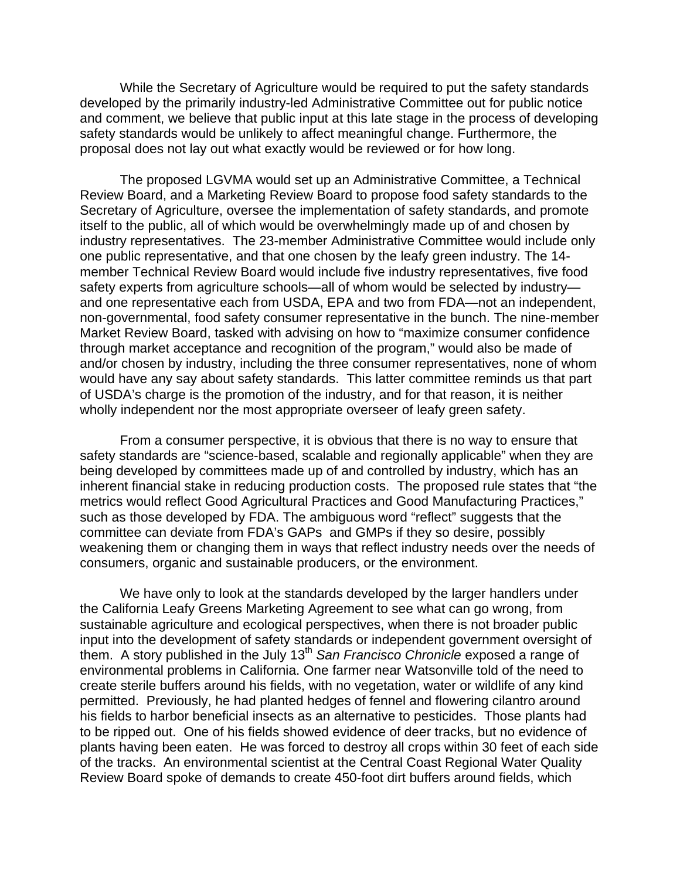While the Secretary of Agriculture would be required to put the safety standards developed by the primarily industry-led Administrative Committee out for public notice and comment, we believe that public input at this late stage in the process of developing safety standards would be unlikely to affect meaningful change. Furthermore, the proposal does not lay out what exactly would be reviewed or for how long.

The proposed LGVMA would set up an Administrative Committee, a Technical Review Board, and a Marketing Review Board to propose food safety standards to the Secretary of Agriculture, oversee the implementation of safety standards, and promote itself to the public, all of which would be overwhelmingly made up of and chosen by industry representatives. The 23-member Administrative Committee would include only one public representative, and that one chosen by the leafy green industry. The 14-member Technical Review Board would include five industry representatives, five food safety experts from agriculture schools—all of whom would be selected by industry—and one representative each from USDA, EPA and two from FDA—not an independent, non-governmental, food safety consumer representative in the bunch. The nine-member Market Review Board, tasked with advising on how to "maximize consumer confidence through market acceptance and recognition of the program," would also be made of and/or chosen by industry, including the three consumer representatives, none of whom would have any say about safety standards. This latter committee reminds us that part of USDA's charge is the promotion of the industry, and for that reason, it is neither wholly independent nor the most appropriate overseer of leafy green safety.

From a consumer perspective, it is obvious that there is no way to ensure that safety standards are "science-based, scalable and regionally applicable" when they are being developed by committees made up of and controlled by industry, which has an inherent financial stake in reducing production costs. The proposed rule states that "the metrics would reflect Good Agricultural Practices and Good Manufacturing Practices," such as those developed by FDA. The ambiguous word "reflect" suggests that the committee can deviate from FDA's GAPs and GMPs if they so desire, possibly weakening them or changing them in ways that reflect industry needs over the needs of consumers, organic and sustainable producers, or the environment.

We have only to look at the standards developed by the larger handlers under the California Leafy Greens Marketing Agreement to see what can go wrong, from sustainable agriculture and ecological perspectives, when there is not broader public input into the development of safety standards or independent government oversight of them. A story published in the July 13th *San Francisco Chronicle* exposed a range of environmental problems in California. One farmer near Watsonville told of the need to create sterile buffers around his fields, with no vegetation, water or wildlife of any kind permitted. Previously, he had planted hedges of fennel and flowering cilantro around his fields to harbor beneficial insects as an alternative to pesticides. Those plants had to be ripped out. One of his fields showed evidence of deer tracks, but no evidence of plants having been eaten. He was forced to destroy all crops within 30 feet of each side of the tracks. An environmental scientist at the Central Coast Regional Water Quality Review Board spoke of demands to create 450-foot dirt buffers around fields, which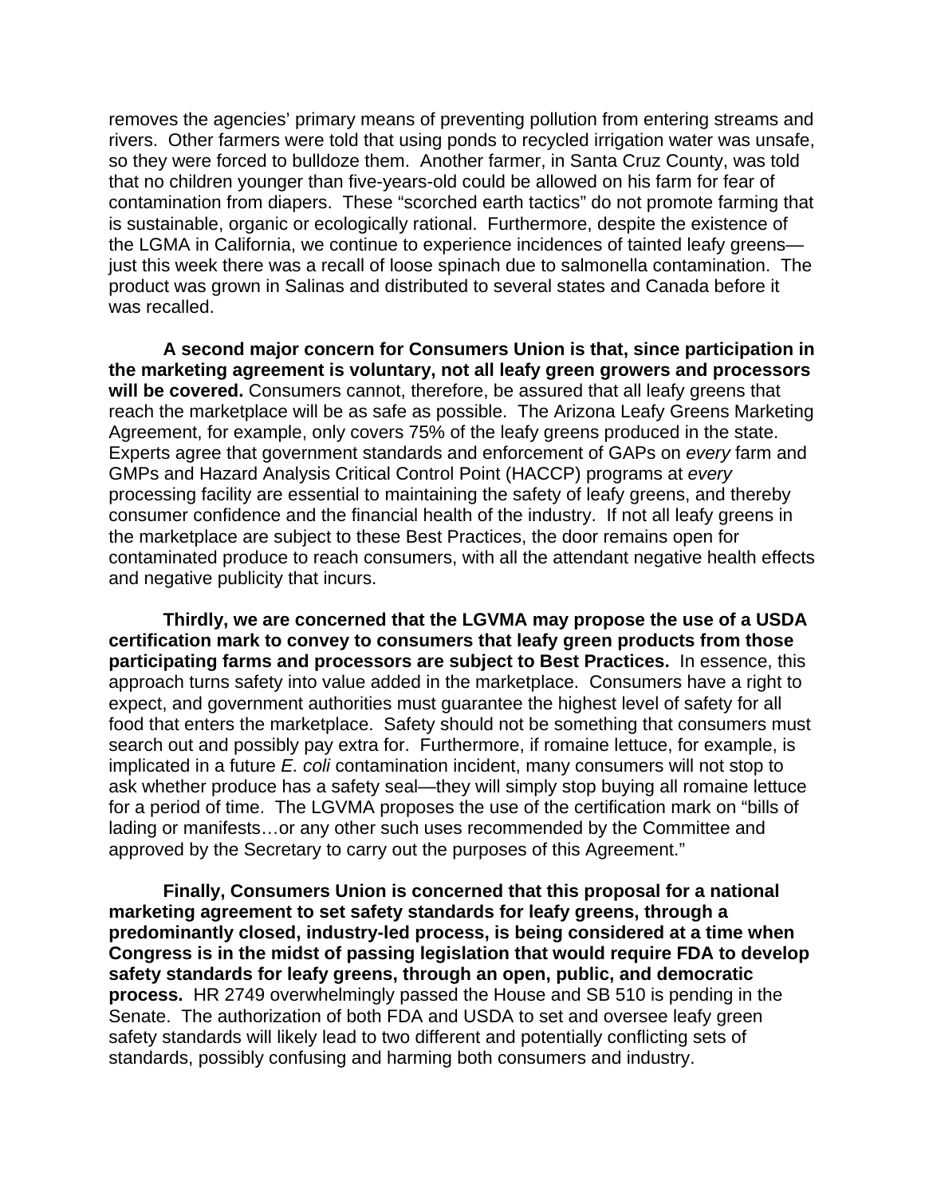removes the agencies' primary means of preventing pollution from entering streams and rivers. Other farmers were told that using ponds to recycled irrigation water was unsafe, so they were forced to bulldoze them. Another farmer, in Santa Cruz County, was told that no children younger than five-years-old could be allowed on his farm for fear of contamination from diapers. These "scorched earth tactics" do not promote farming that is sustainable, organic or ecologically rational. Furthermore, despite the existence of the LGMA in California, we continue to experience incidences of tainted leafy greens—just this week there was a recall of loose spinach due to salmonella contamination. The product was grown in Salinas and distributed to several states and Canada before it was recalled.

**A second major concern for Consumers Union is that, since participation in the marketing agreement is voluntary, not all leafy green growers and processors will be covered.** Consumers cannot, therefore, be assured that all leafy greens that reach the marketplace will be as safe as possible. The Arizona Leafy Greens Marketing Agreement, for example, only covers 75% of the leafy greens produced in the state. Experts agree that government standards and enforcement of GAPs on *every* farm and GMPs and Hazard Analysis Critical Control Point (HACCP) programs at *every* processing facility are essential to maintaining the safety of leafy greens, and thereby consumer confidence and the financial health of the industry. If not all leafy greens in the marketplace are subject to these Best Practices, the door remains open for contaminated produce to reach consumers, with all the attendant negative health effects and negative publicity that incurs.

**Thirdly, we are concerned that the LGVMA may propose the use of a USDA certification mark to convey to consumers that leafy green products from those participating farms and processors are subject to Best Practices.** In essence, this approach turns safety into value added in the marketplace. Consumers have a right to expect, and government authorities must guarantee the highest level of safety for all food that enters the marketplace. Safety should not be something that consumers must search out and possibly pay extra for. Furthermore, if romaine lettuce, for example, is implicated in a future *E. coli* contamination incident, many consumers will not stop to ask whether produce has a safety seal—they will simply stop buying all romaine lettuce for a period of time. The LGVMA proposes the use of the certification mark on "bills of lading or manifests…or any other such uses recommended by the Committee and approved by the Secretary to carry out the purposes of this Agreement."

**Finally, Consumers Union is concerned that this proposal for a national marketing agreement to set safety standards for leafy greens, through a predominantly closed, industry-led process, is being considered at a time when Congress is in the midst of passing legislation that would require FDA to develop safety standards for leafy greens, through an open, public, and democratic process.** HR 2749 overwhelmingly passed the House and SB 510 is pending in the Senate. The authorization of both FDA and USDA to set and oversee leafy green safety standards will likely lead to two different and potentially conflicting sets of standards, possibly confusing and harming both consumers and industry.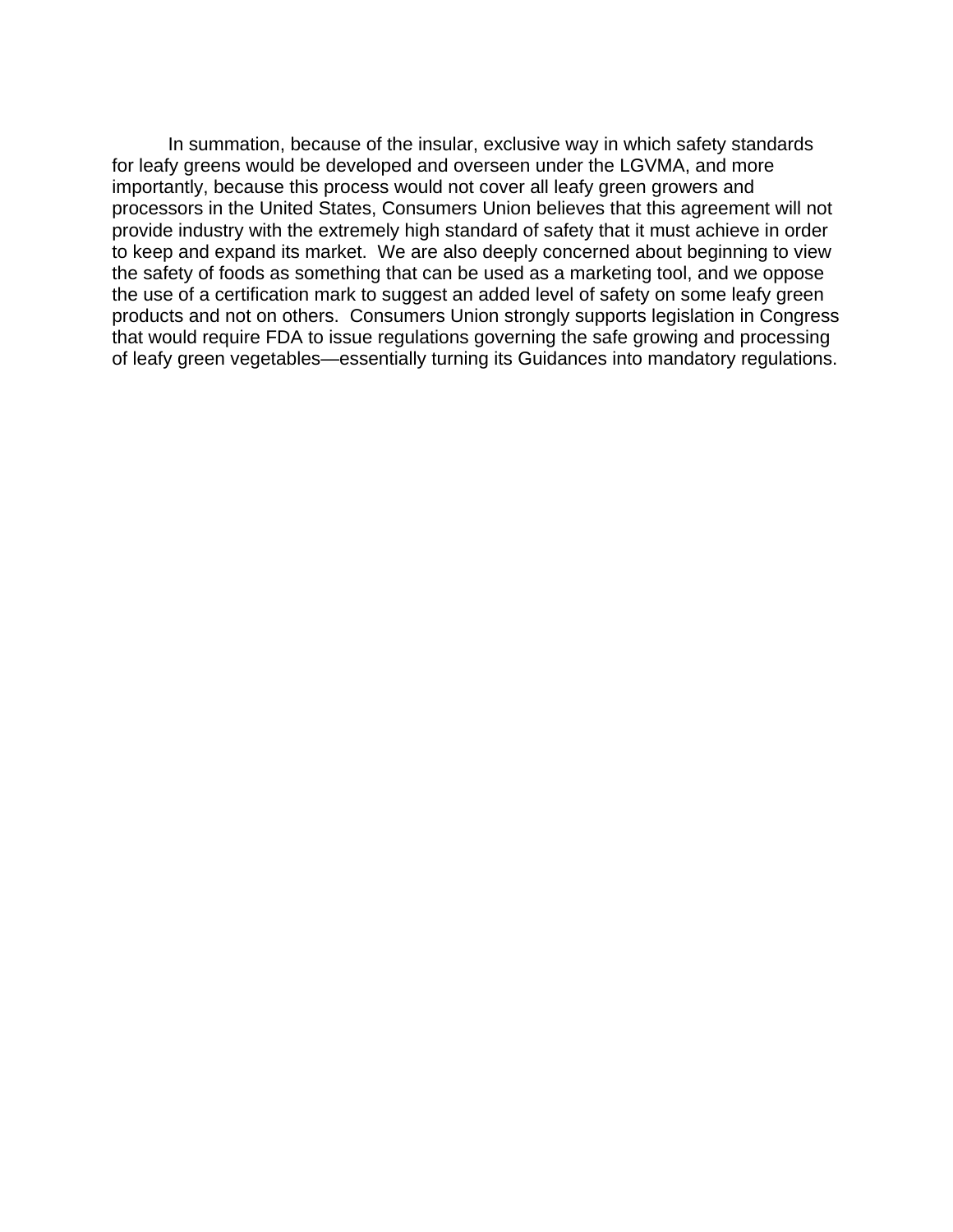In summation, because of the insular, exclusive way in which safety standards for leafy greens would be developed and overseen under the LGVMA, and more importantly, because this process would not cover all leafy green growers and processors in the United States, Consumers Union believes that this agreement will not provide industry with the extremely high standard of safety that it must achieve in order to keep and expand its market. We are also deeply concerned about beginning to view the safety of foods as something that can be used as a marketing tool, and we oppose the use of a certification mark to suggest an added level of safety on some leafy green products and not on others. Consumers Union strongly supports legislation in Congress that would require FDA to issue regulations governing the safe growing and processing of leafy green vegetables—essentially turning its Guidances into mandatory regulations.